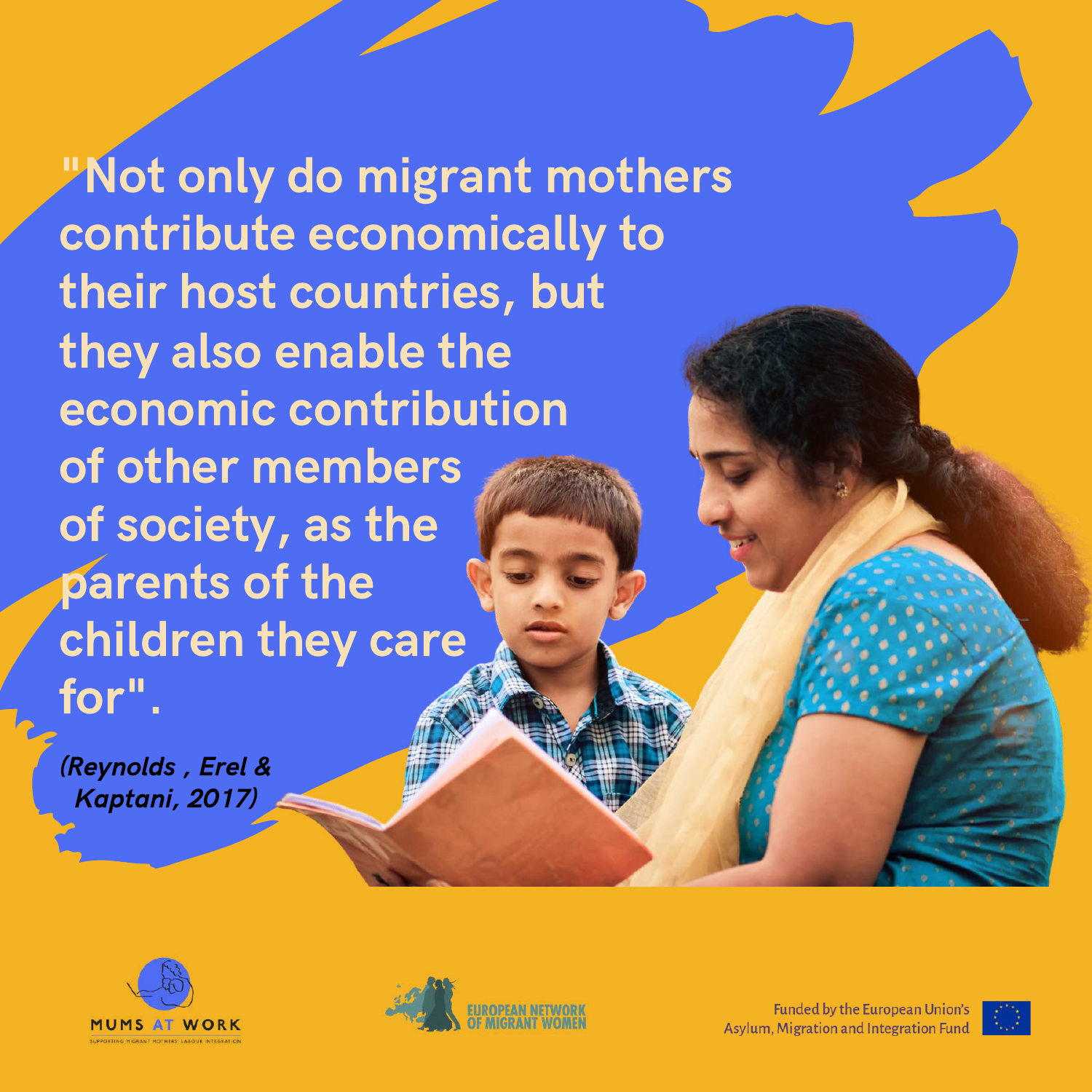"Not only do migrant mothers contribute economically to their host countries, but they also enable the economic contribution of other members of society, as the parents of the children they care for".

*(Reynolds , Erel & Kaptani, 2017)*

MUMS AT WORK

SUPPORTING MIGRANT MOTHERS' LABOUR INTEGRATION

EUROPEAN NETWORK OF MIGRANT WOMEN

Funded by the European Union's Asylum, Migration and Integration Fund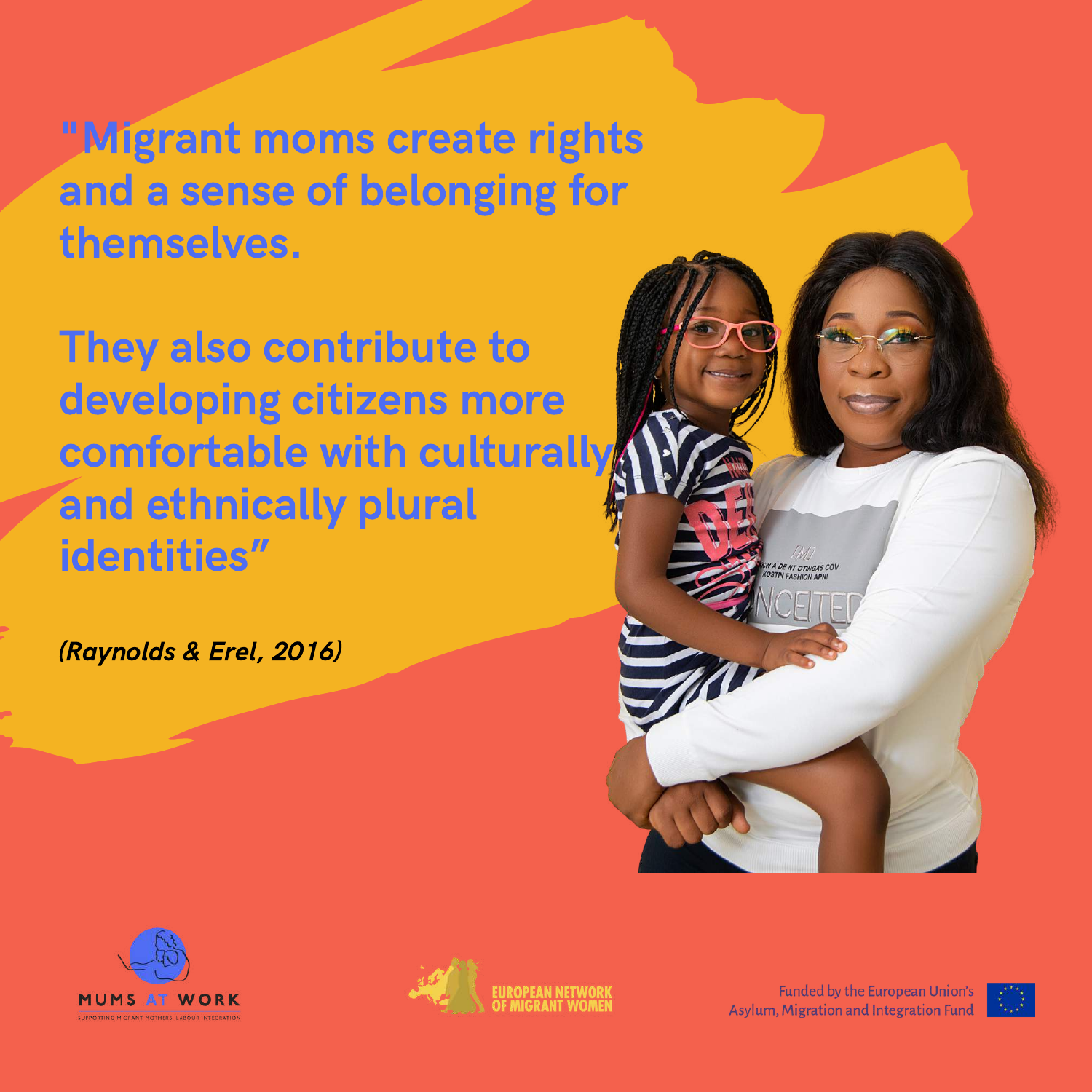**"Migrant moms create rights and a sense of belonging for themselves.**

**They also contribute to developing citizens more comfortable with culturally and ethnically plural identities"**

***(Raynolds & Erel, 2016)***

MUMS AT WORK
SUPPORTING MIGRANT MOTHERS' LABOUR INTEGRATION

EUROPEAN NETWORK OF MIGRANT WOMEN

Funded by the European Union's Asylum, Migration and Integration Fund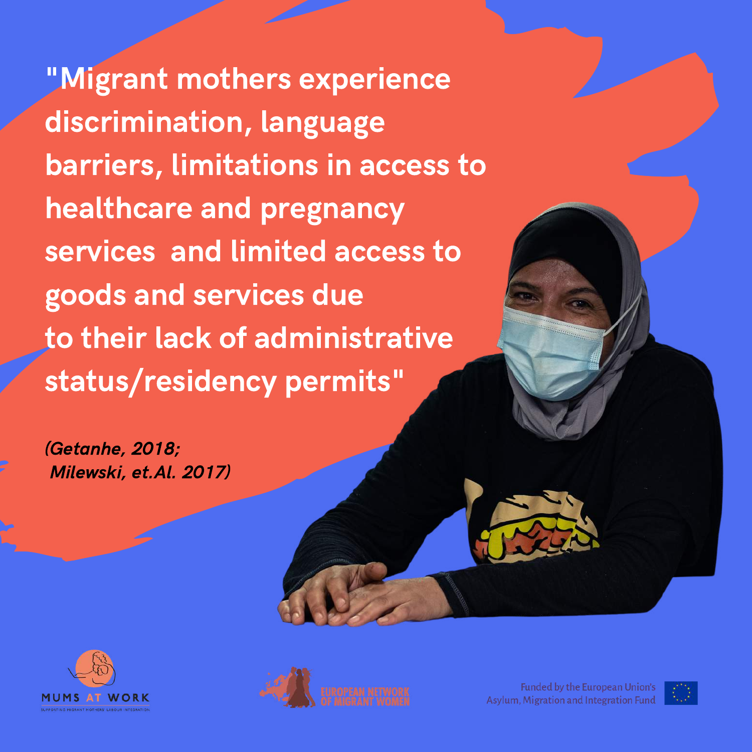**"Migrant mothers experience discrimination, language barriers, limitations in access to healthcare and pregnancy services and limited access to goods and services due to their lack of administrative status/residency permits"**

***(Getanhe, 2018; Milewski, et.Al. 2017)***

MUMS AT WORK

SUPPORTING MIGRANT MOTHERS' LABOUR INTEGRATION

EUROPEAN NETWORK OF MIGRANT WOMEN

Funded by the European Union's Asylum, Migration and Integration Fund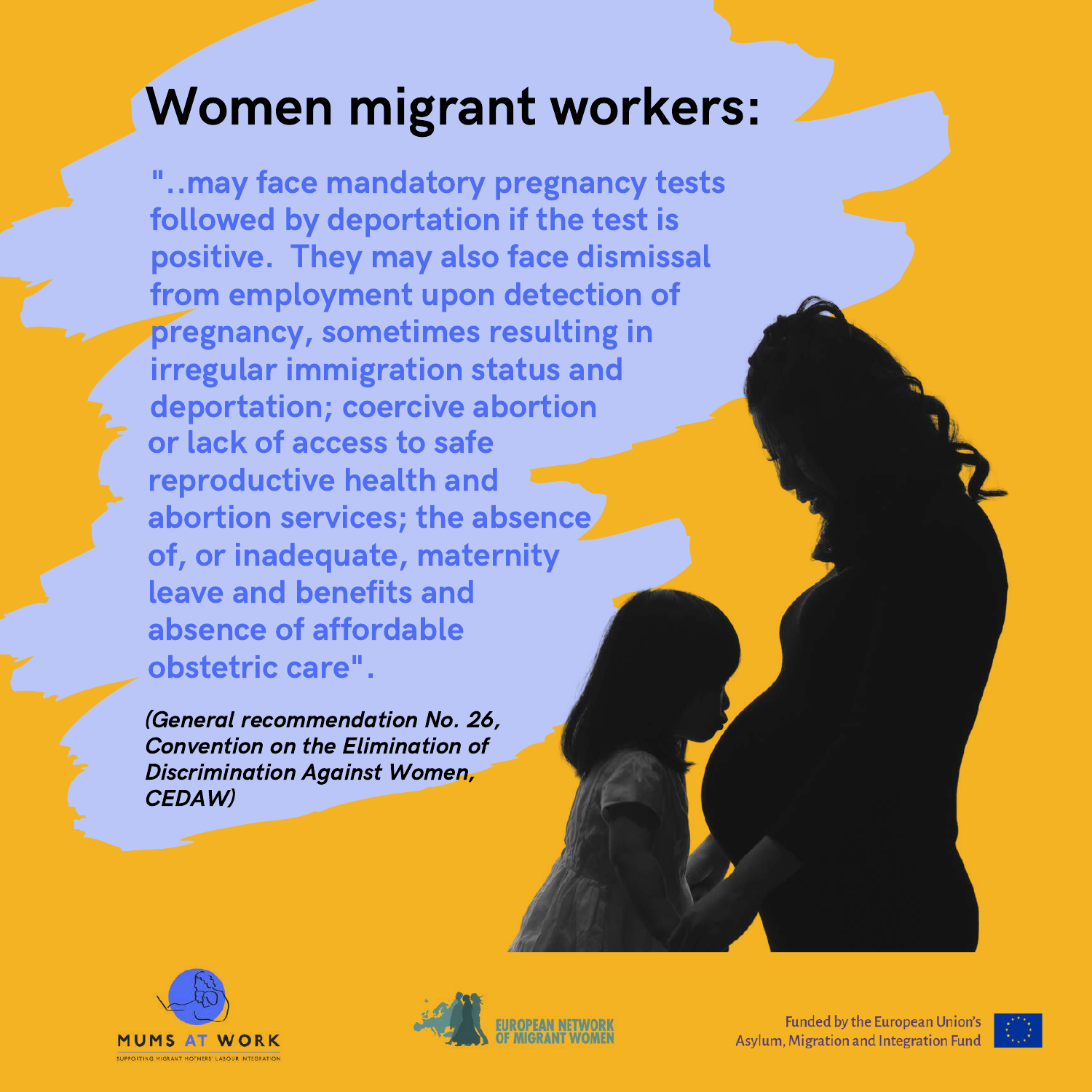# Women migrant workers:

**"..may face mandatory pregnancy tests followed by deportation if the test is positive.  They may also face dismissal from employment upon detection of pregnancy, sometimes resulting in irregular immigration status and deportation; coercive abortion or lack of access to safe reproductive health and abortion services; the absence of, or inadequate, maternity leave and benefits and absence of affordable obstetric care".**

***(General recommendation No. 26, Convention on the Elimination of Discrimination Against Women, CEDAW)***

MUMS AT WORK
SUPPORTING MIGRANT MOTHERS' LABOUR INTEGRATION

EUROPEAN NETWORK OF MIGRANT WOMEN

Funded by the European Union's Asylum, Migration and Integration Fund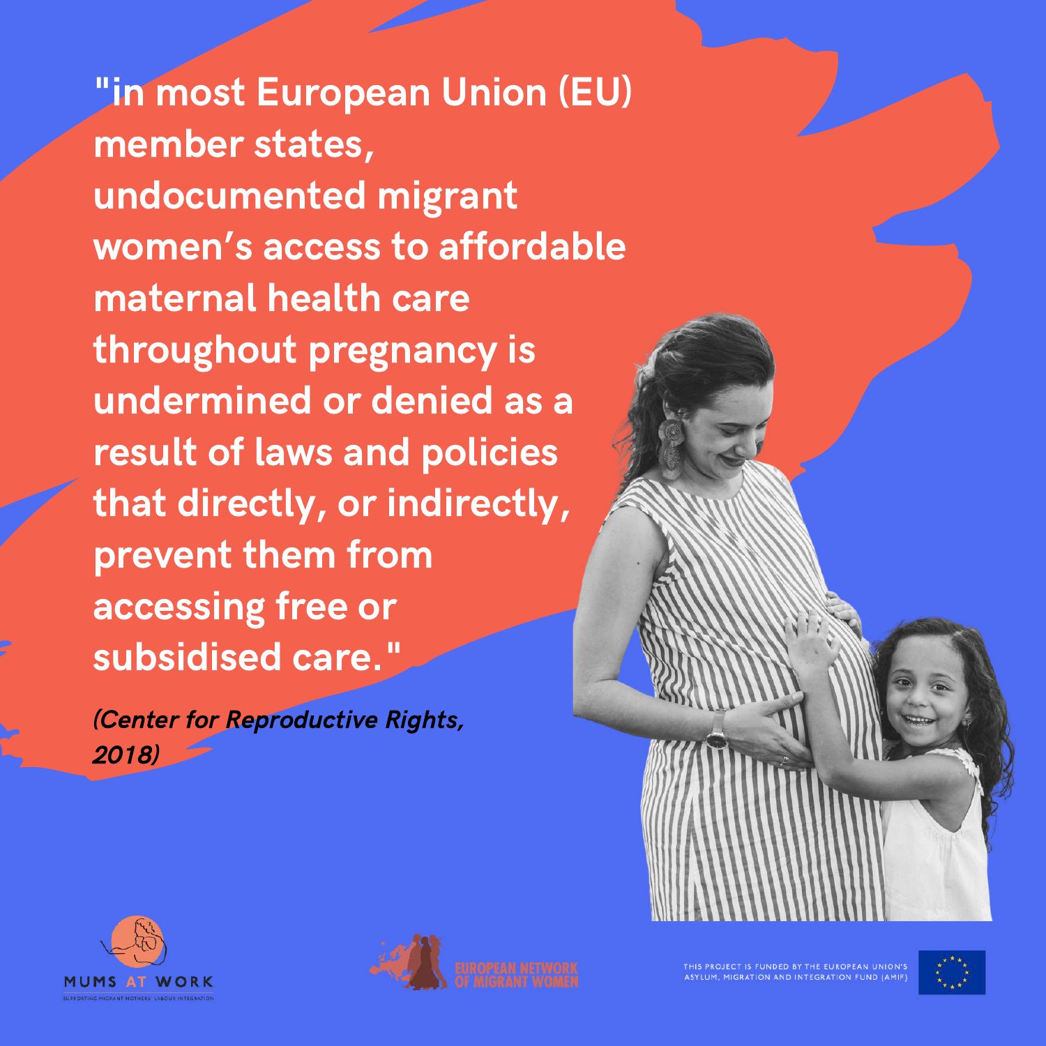**"in most European Union (EU) member states, undocumented migrant women's access to affordable maternal health care throughout pregnancy is undermined or denied as a result of laws and policies that directly, or indirectly, prevent them from accessing free or subsidised care."**

***(Center for Reproductive Rights, 2018)***

MUMS AT WORK
SUPPORTING MIGRANT MOTHERS' LABOUR INTEGRATION

EUROPEAN NETWORK OF MIGRANT WOMEN

THIS PROJECT IS FUNDED BY THE EUROPEAN UNION'S ASYLUM, MIGRATION AND INTEGRATION FUND (AMIF)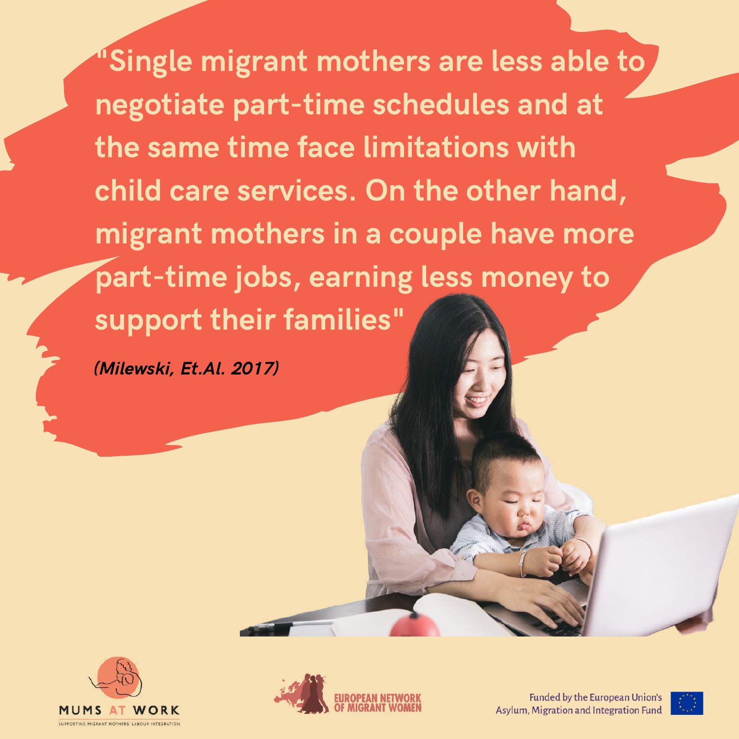"Single migrant mothers are less able to negotiate part-time schedules and at the same time face limitations with child care services. On the other hand, migrant mothers in a couple have more part-time jobs, earning less money to support their families"

***(Milewski, Et.Al. 2017)***

MUMS AT WORK

SUPPORTING MIGRANT MOTHERS' LABOUR INTEGRATION

EUROPEAN NETWORK OF MIGRANT WOMEN

Funded by the European Union's Asylum, Migration and Integration Fund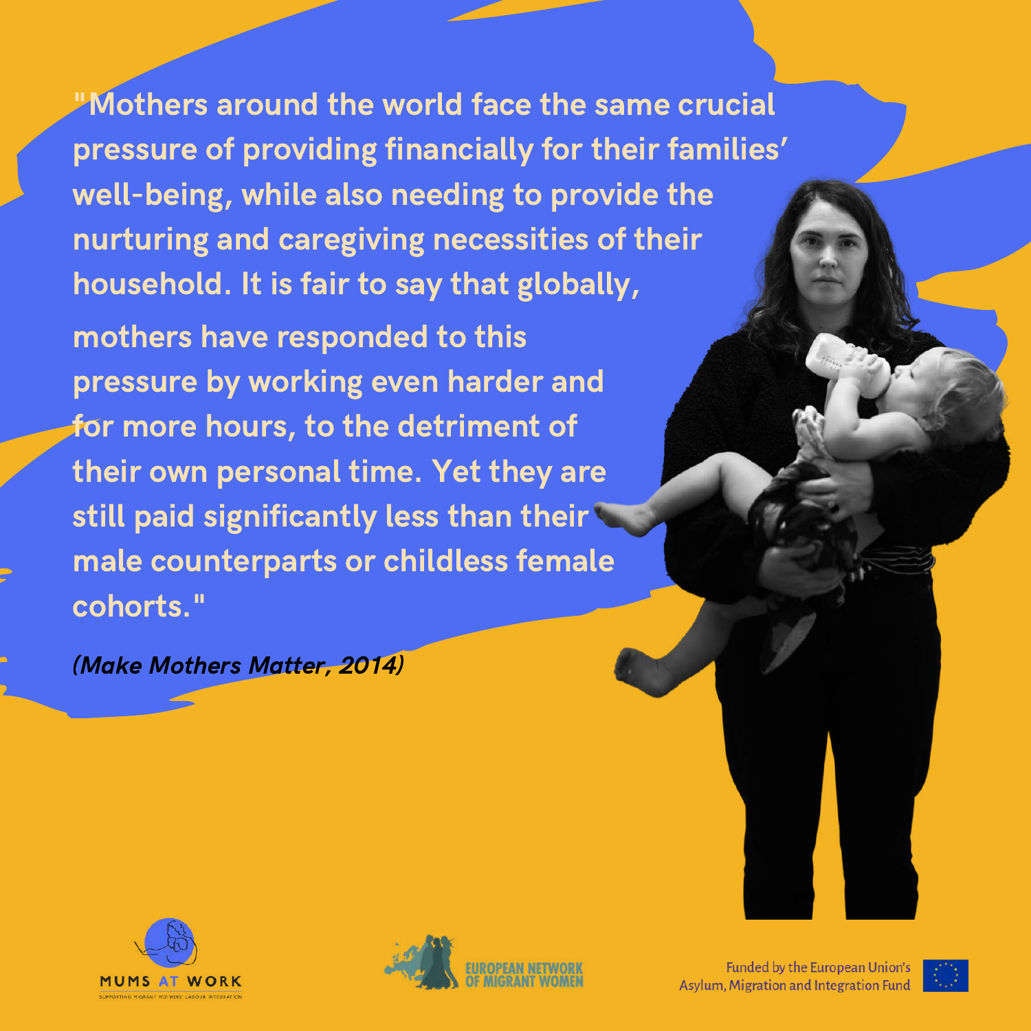"Mothers around the world face the same crucial pressure of providing financially for their families' well-being, while also needing to provide the nurturing and caregiving necessities of their household. It is fair to say that globally, mothers have responded to this pressure by working even harder and for more hours, to the detriment of their own personal time. Yet they are still paid significantly less than their male counterparts or childless female cohorts."

*(Make Mothers Matter, 2014)*

MUMS AT WORK
SUPPORTING MIGRANT MOTHERS' LABOUR INTEGRATION

EUROPEAN NETWORK OF MIGRANT WOMEN

Funded by the European Union's Asylum, Migration and Integration Fund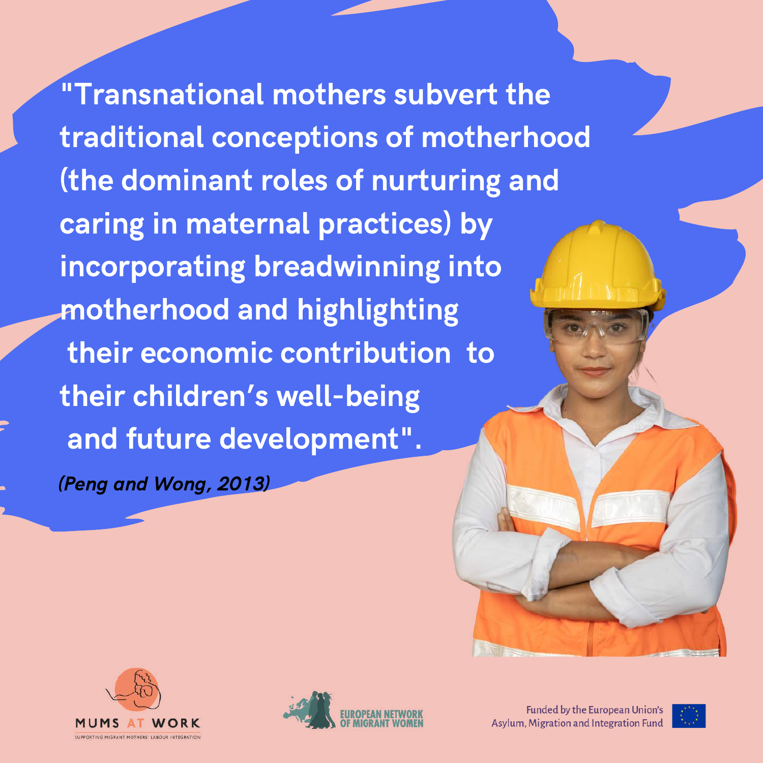"Transnational mothers subvert the traditional conceptions of motherhood (the dominant roles of nurturing and caring in maternal practices) by incorporating breadwinning into motherhood and highlighting their economic contribution to their children's well-being and future development".

*(Peng and Wong, 2013)*

MUMS AT WORK
SUPPORTING MIGRANT MOTHERS' LABOUR INTEGRATION

EUROPEAN NETWORK OF MIGRANT WOMEN

Funded by the European Union's Asylum, Migration and Integration Fund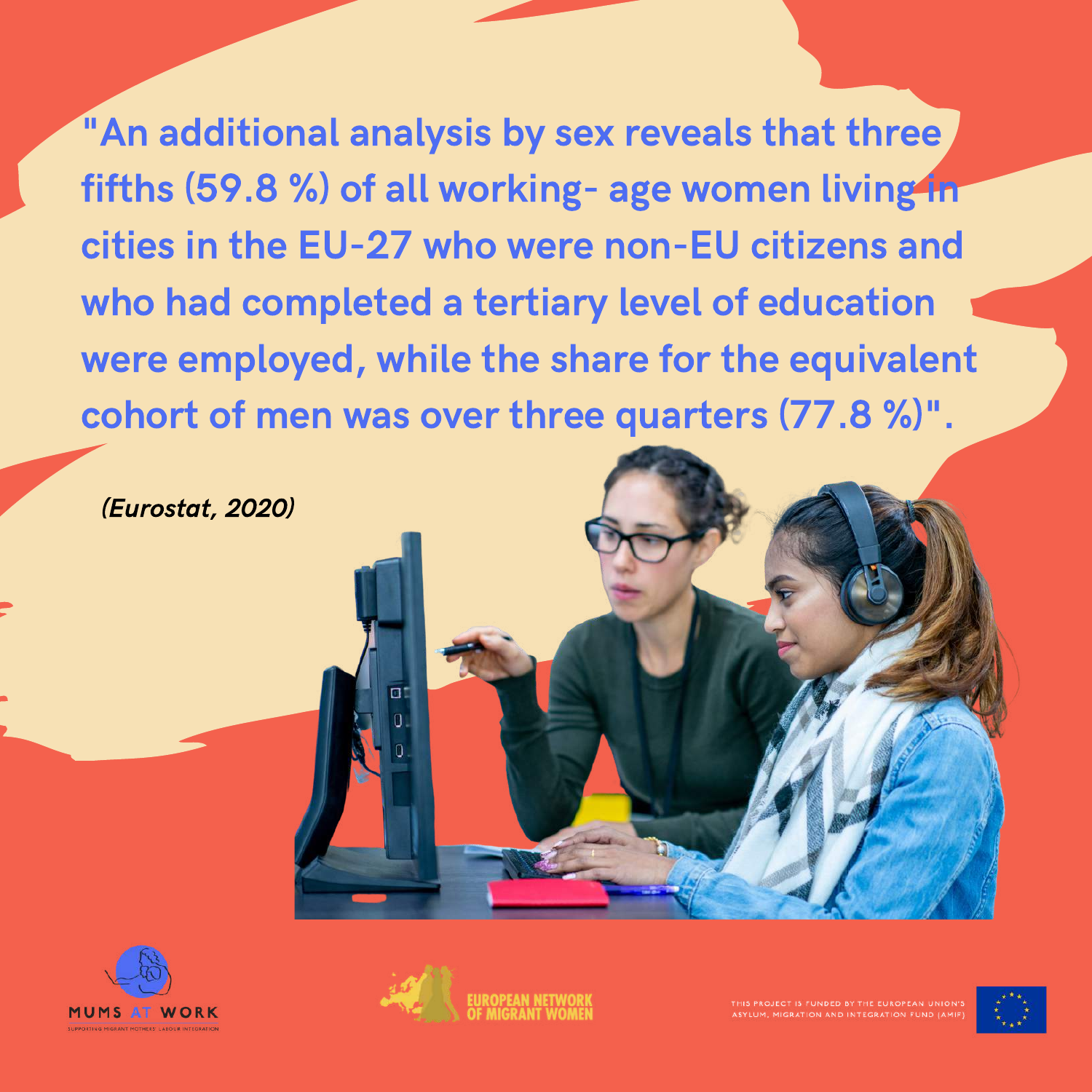**"An additional analysis by sex reveals that three fifths (59.8 %) of all working- age women living in cities in the EU-27 who were non-EU citizens and who had completed a tertiary level of education were employed, while the share for the equivalent cohort of men was over three quarters (77.8 %)".**

*(Eurostat, 2020)*

MUMS AT WORK

SUPPORTING MIGRANT MOTHERS' LABOUR INTEGRATION

EUROPEAN NETWORK OF MIGRANT WOMEN

THIS PROJECT IS FUNDED BY THE EUROPEAN UNION'S ASYLUM, MIGRATION AND INTEGRATION FUND (AMIF)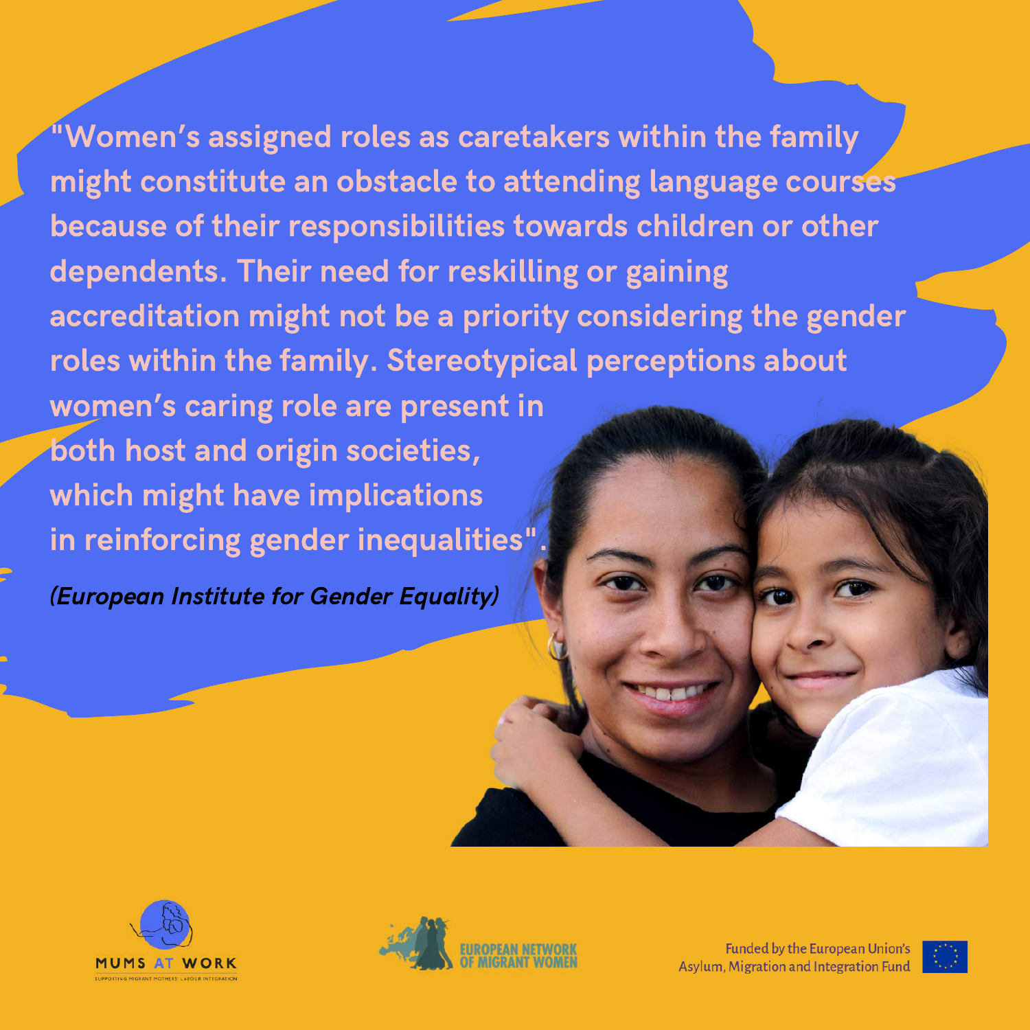"Women's assigned roles as caretakers within the family might constitute an obstacle to attending language courses because of their responsibilities towards children or other dependents. Their need for reskilling or gaining accreditation might not be a priority considering the gender roles within the family. Stereotypical perceptions about women's caring role are present in both host and origin societies, which might have implications in reinforcing gender inequalities".

*(European Institute for Gender Equality)*

MUMS AT WORK
SUPPORTING MIGRANT MOTHERS' LABOUR INTEGRATION

EUROPEAN NETWORK OF MIGRANT WOMEN

Funded by the European Union's Asylum, Migration and Integration Fund